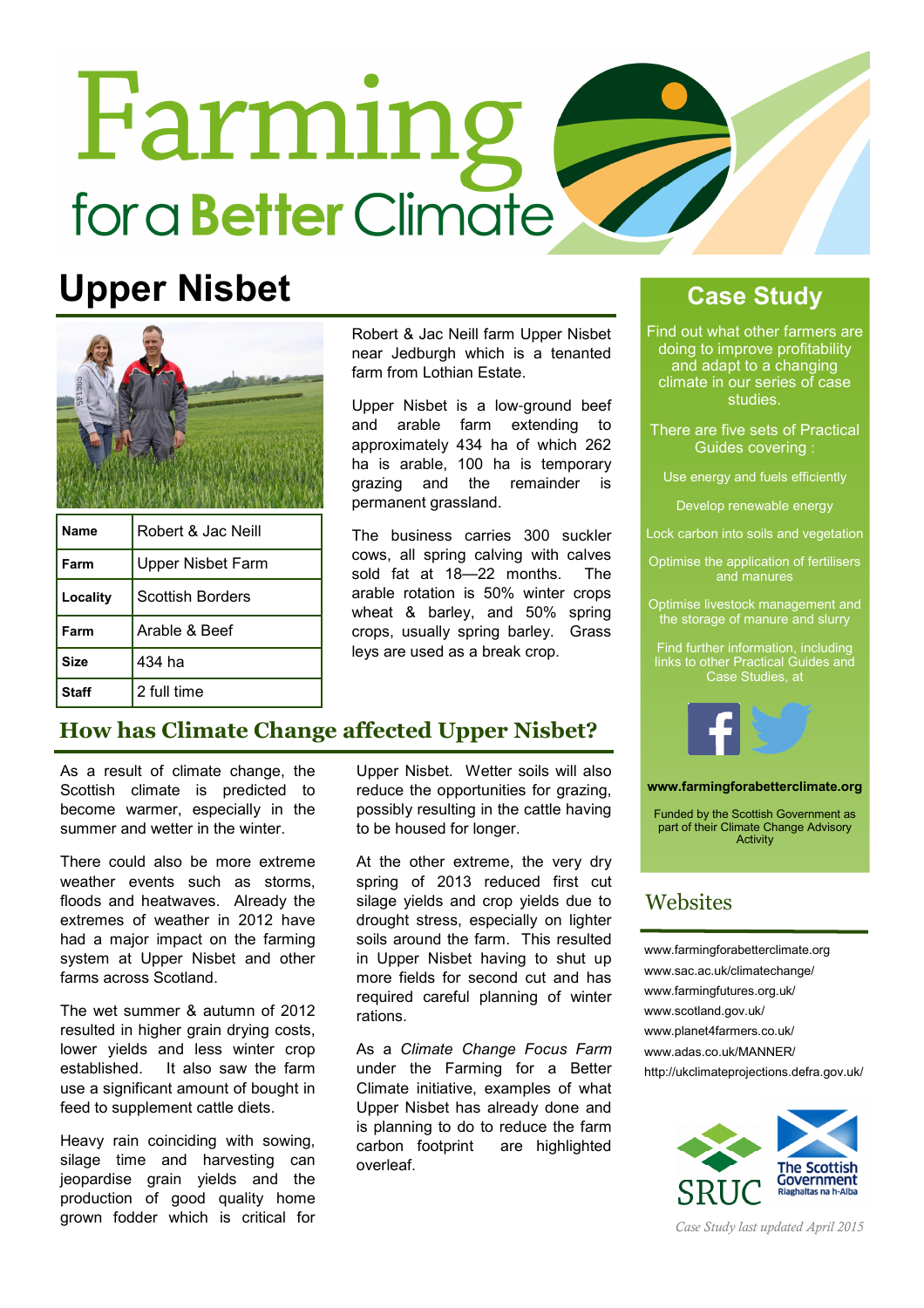# Farming for a Better Climate

## Upper Nisbet

| Name | Robert & Jac Neill |
|---|---|
| Farm | Upper Nisbet Farm |
| Locality | Scottish Borders |
| Farm | Arable & Beef |
| Size | 434 ha |
| Staff | 2 full time |

Robert & Jac Neill farm Upper Nisbet near Jedburgh which is a tenanted farm from Lothian Estate.

Upper Nisbet is a low-ground beef and arable farm extending to approximately 434 ha of which 262 ha is arable, 100 ha is temporary grazing and the remainder is permanent grassland.

The business carries 300 suckler cows, all spring calving with calves sold fat at 18—22 months. The arable rotation is 50% winter crops wheat & barley, and 50% spring crops, usually spring barley. Grass leys are used as a break crop.

## How has Climate Change affected Upper Nisbet?

As a result of climate change, the Scottish climate is predicted to become warmer, especially in the summer and wetter in the winter.

There could also be more extreme weather events such as storms, floods and heatwaves. Already the extremes of weather in 2012 have had a major impact on the farming system at Upper Nisbet and other farms across Scotland.

The wet summer & autumn of 2012 resulted in higher grain drying costs, lower yields and less winter crop established. It also saw the farm use a significant amount of bought in feed to supplement cattle diets.

Heavy rain coinciding with sowing, silage time and harvesting can jeopardise grain yields and the production of good quality home grown fodder which is critical for Upper Nisbet. Wetter soils will also reduce the opportunities for grazing, possibly resulting in the cattle having to be housed for longer.

At the other extreme, the very dry spring of 2013 reduced first cut silage yields and crop yields due to drought stress, especially on lighter soils around the farm. This resulted in Upper Nisbet having to shut up more fields for second cut and has required careful planning of winter rations.

As a *Climate Change Focus Farm* under the Farming for a Better Climate initiative, examples of what Upper Nisbet has already done and is planning to do to reduce the farm carbon footprint are highlighted overleaf.

## Case Study

Find out what other farmers are doing to improve profitability and adapt to a changing climate in our series of case studies.

There are five sets of Practical Guides covering :

- Use energy and fuels efficiently
- Develop renewable energy
- Lock carbon into soils and vegetation
- Optimise the application of fertilisers and manures
- Optimise livestock management and the storage of manure and slurry

Find further information, including links to other Practical Guides and Case Studies, at

**www.farmingforabetterclimate.org**

Funded by the Scottish Government as part of their Climate Change Advisory Activity

## Websites

www.farmingforabetterclimate.org
www.sac.ac.uk/climatechange/
www.farmingfutures.org.uk/
www.scotland.gov.uk/
www.planet4farmers.co.uk/
www.adas.co.uk/MANNER/
http://ukclimateprojections.defra.gov.uk/

SRUC | The Scottish Government Riaghaltas na h-Alba

*Case Study last updated April 2015*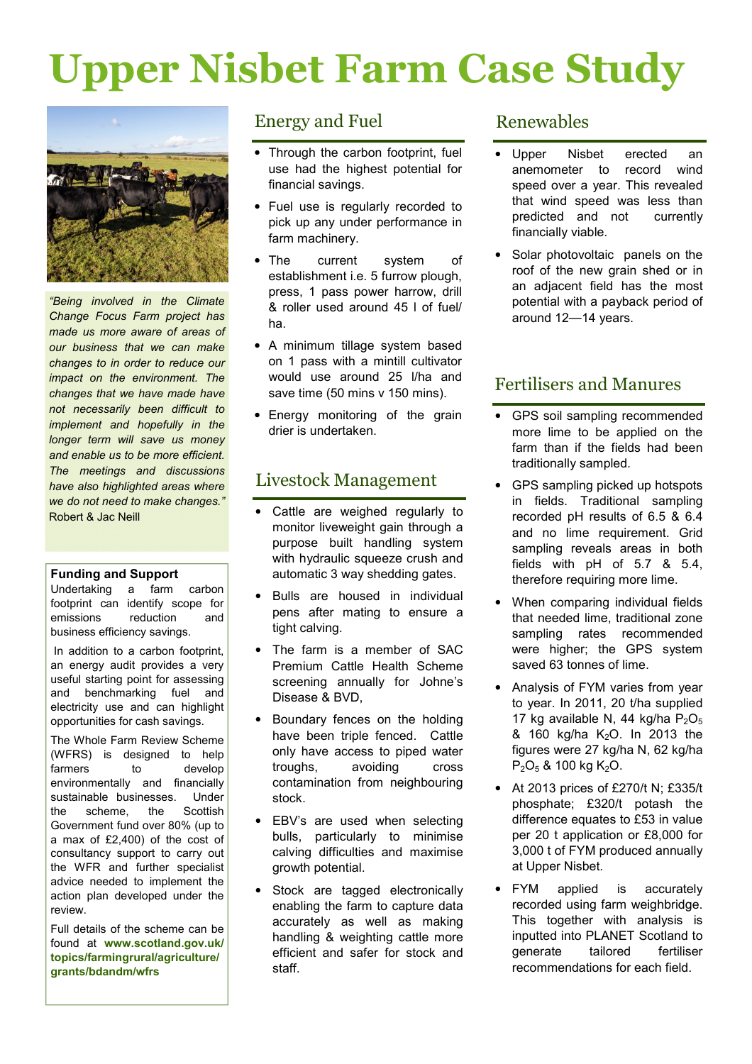# Upper Nisbet Farm Case Study

*"Being involved in the Climate Change Focus Farm project has made us more aware of areas of our business that we can make changes to in order to reduce our impact on the environment. The changes that we have made have not necessarily been difficult to implement and hopefully in the longer term will save us money and enable us to be more efficient. The meetings and discussions have also highlighted areas where we do not need to make changes."*
Robert & Jac Neill

**Funding and Support**

Undertaking a farm carbon footprint can identify scope for emissions reduction and business efficiency savings.

In addition to a carbon footprint, an energy audit provides a very useful starting point for assessing and benchmarking fuel and electricity use and can highlight opportunities for cash savings.

The Whole Farm Review Scheme (WFRS) is designed to help farmers to develop environmentally and financially sustainable businesses. Under the scheme, the Scottish Government fund over 80% (up to a max of £2,400) of the cost of consultancy support to carry out the WFR and further specialist advice needed to implement the action plan developed under the review.

Full details of the scheme can be found at **www.scotland.gov.uk/topics/farmingrural/agriculture/grants/bdandm/wfrs**

## Energy and Fuel

- Through the carbon footprint, fuel use had the highest potential for financial savings.
- Fuel use is regularly recorded to pick up any under performance in farm machinery.
- The current system of establishment i.e. 5 furrow plough, press, 1 pass power harrow, drill & roller used around 45 l of fuel/ha.
- A minimum tillage system based on 1 pass with a mintill cultivator would use around 25 l/ha and save time (50 mins v 150 mins).
- Energy monitoring of the grain drier is undertaken.

## Livestock Management

- Cattle are weighed regularly to monitor liveweight gain through a purpose built handling system with hydraulic squeeze crush and automatic 3 way shedding gates.
- Bulls are housed in individual pens after mating to ensure a tight calving.
- The farm is a member of SAC Premium Cattle Health Scheme screening annually for Johne's Disease & BVD,
- Boundary fences on the holding have been triple fenced. Cattle only have access to piped water troughs, avoiding cross contamination from neighbouring stock.
- EBV's are used when selecting bulls, particularly to minimise calving difficulties and maximise growth potential.
- Stock are tagged electronically enabling the farm to capture data accurately as well as making handling & weighting cattle more efficient and safer for stock and staff.

## Renewables

- Upper Nisbet erected an anemometer to record wind speed over a year. This revealed that wind speed was less than predicted and not currently financially viable.
- Solar photovoltaic panels on the roof of the new grain shed or in an adjacent field has the most potential with a payback period of around 12—14 years.

## Fertilisers and Manures

- GPS soil sampling recommended more lime to be applied on the farm than if the fields had been traditionally sampled.
- GPS sampling picked up hotspots in fields. Traditional sampling recorded pH results of 6.5 & 6.4 and no lime requirement. Grid sampling reveals areas in both fields with pH of 5.7 & 5.4, therefore requiring more lime.
- When comparing individual fields that needed lime, traditional zone sampling rates recommended were higher; the GPS system saved 63 tonnes of lime.
- Analysis of FYM varies from year to year. In 2011, 20 t/ha supplied 17 kg available N, 44 kg/ha $P_2O_5$ & 160 kg/ha $K_2O$. In 2013 the figures were 27 kg/ha N, 62 kg/ha $P_2O_5$ & 100 kg $K_2O$.
- At 2013 prices of £270/t N; £335/t phosphate; £320/t potash the difference equates to £53 in value per 20 t application or £8,000 for 3,000 t of FYM produced annually at Upper Nisbet.
- FYM applied is accurately recorded using farm weighbridge. This together with analysis is inputted into PLANET Scotland to generate tailored fertiliser recommendations for each field.